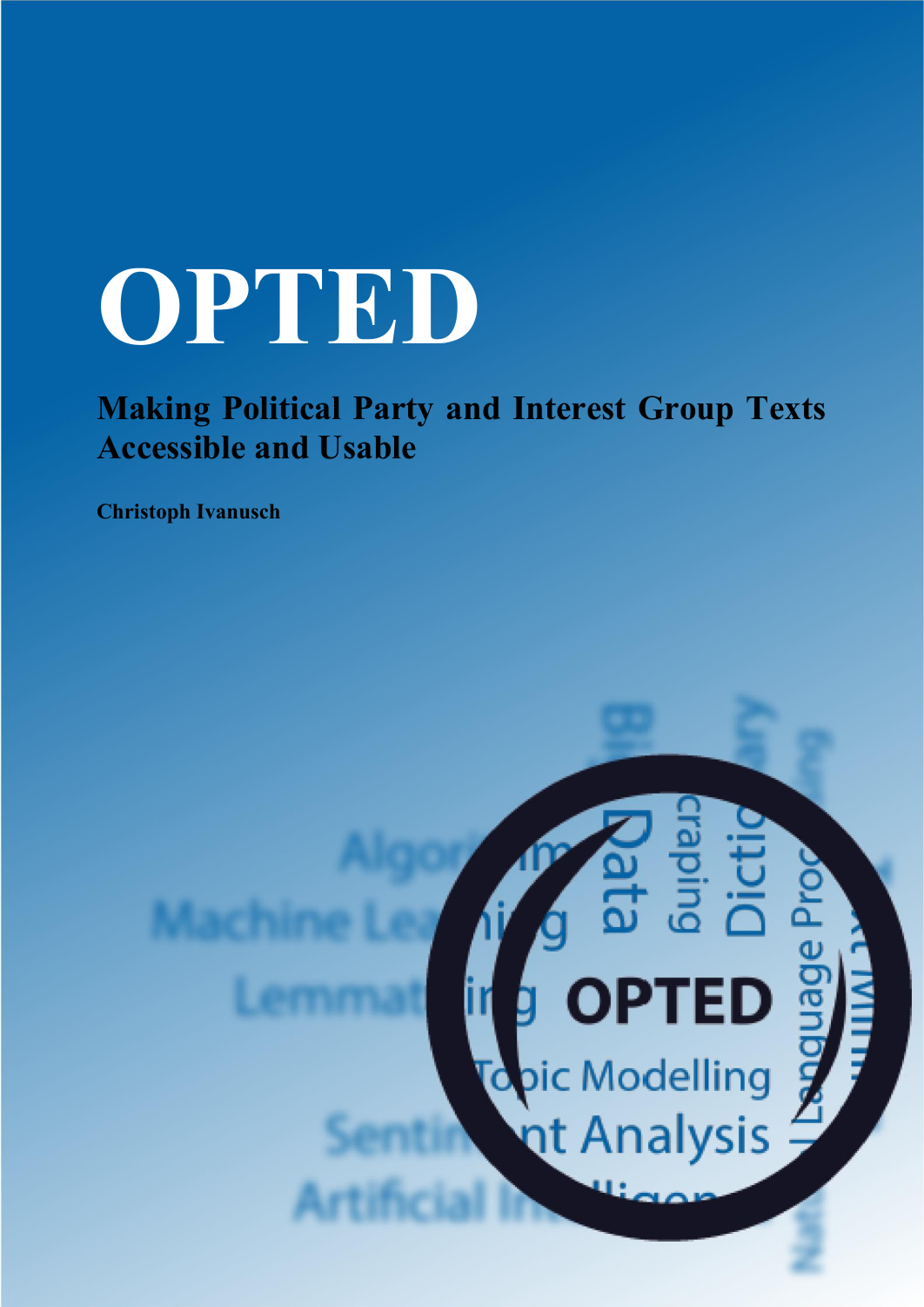# OPTED

## Making Political Party and Interest Group Texts Accessible and Usable

**Christoph Ivanusch**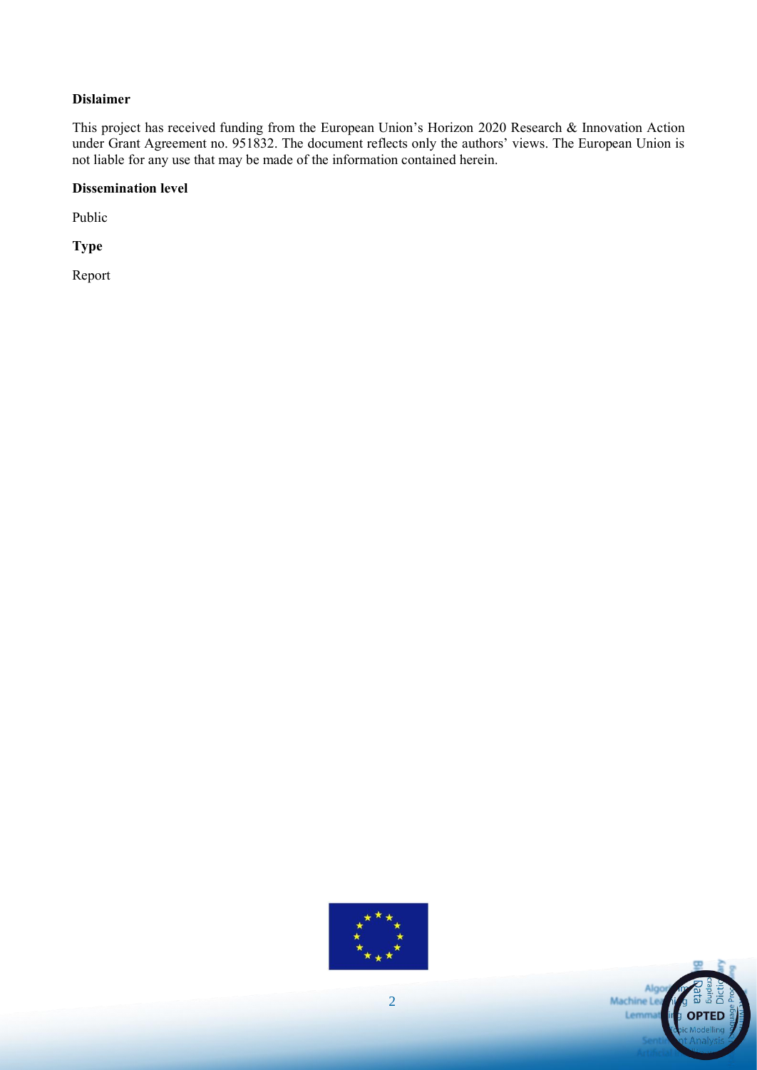**Dislaimer**

This project has received funding from the European Union's Horizon 2020 Research & Innovation Action under Grant Agreement no. 951832. The document reflects only the authors' views. The European Union is not liable for any use that may be made of the information contained herein.

**Dissemination level**

Public

**Type**

Report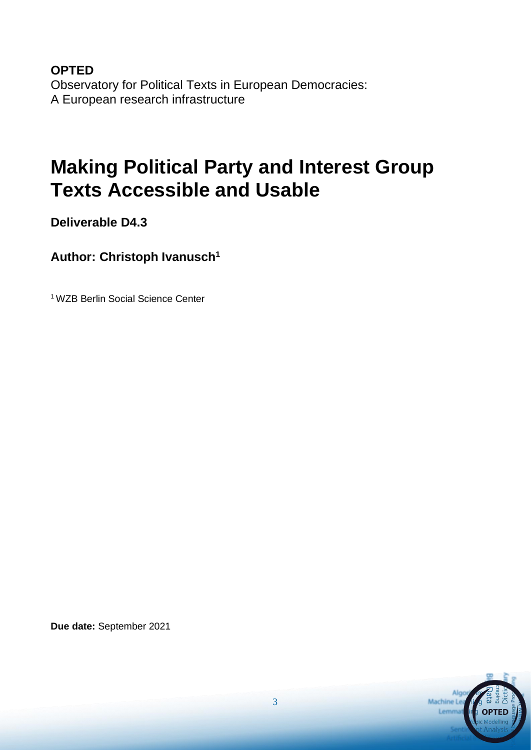**OPTED**
Observatory for Political Texts in European Democracies:
A European research infrastructure

# Making Political Party and Interest Group Texts Accessible and Usable

**Deliverable D4.3**

**Author: Christoph Ivanusch[1]**

[1] WZB Berlin Social Science Center

**Due date:** September 2021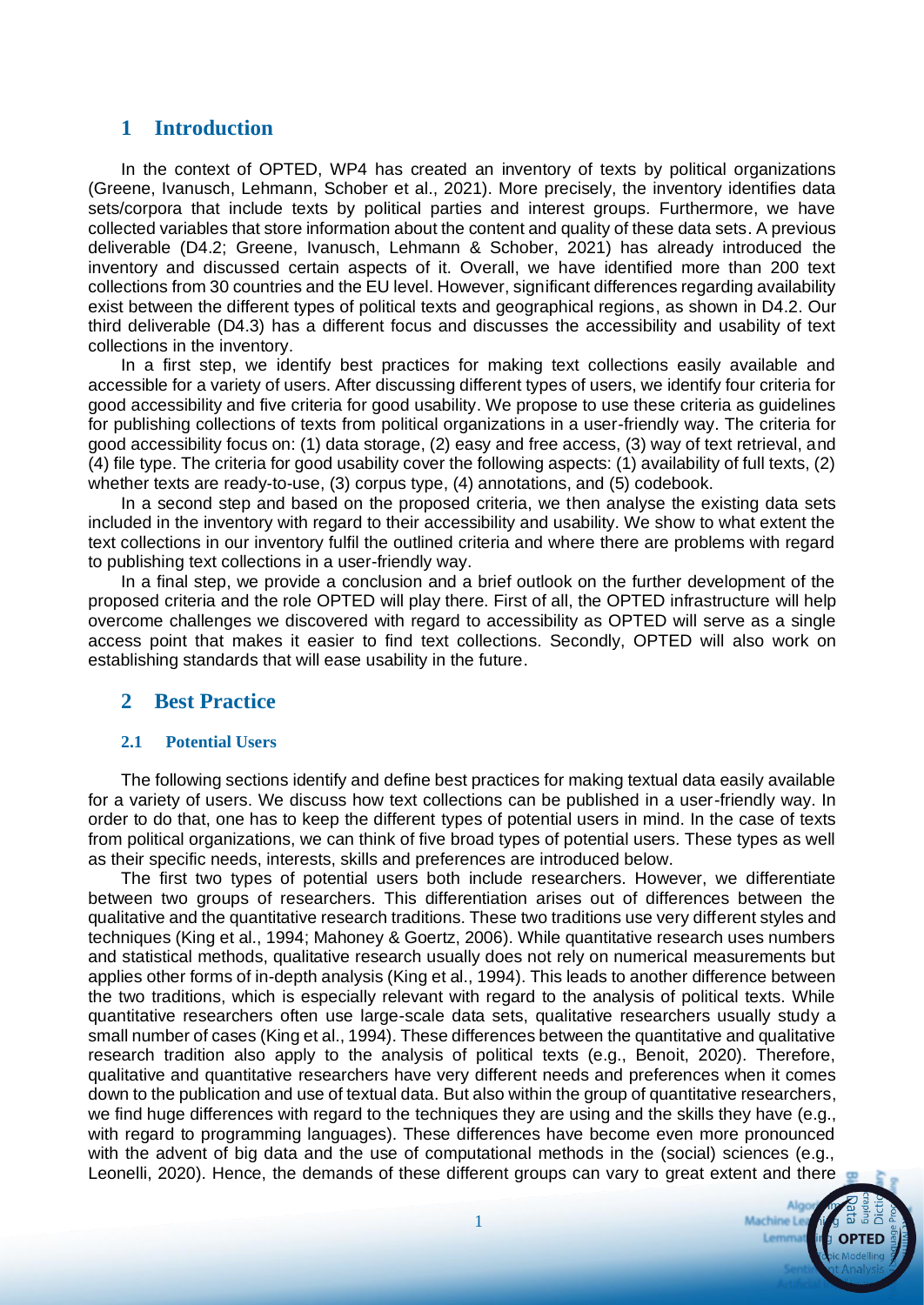# 1 Introduction

In the context of OPTED, WP4 has created an inventory of texts by political organizations (Greene, Ivanusch, Lehmann, Schober et al., 2021). More precisely, the inventory identifies data sets/corpora that include texts by political parties and interest groups. Furthermore, we have collected variables that store information about the content and quality of these data sets. A previous deliverable (D4.2; Greene, Ivanusch, Lehmann & Schober, 2021) has already introduced the inventory and discussed certain aspects of it. Overall, we have identified more than 200 text collections from 30 countries and the EU level. However, significant differences regarding availability exist between the different types of political texts and geographical regions, as shown in D4.2. Our third deliverable (D4.3) has a different focus and discusses the accessibility and usability of text collections in the inventory.

In a first step, we identify best practices for making text collections easily available and accessible for a variety of users. After discussing different types of users, we identify four criteria for good accessibility and five criteria for good usability. We propose to use these criteria as guidelines for publishing collections of texts from political organizations in a user-friendly way. The criteria for good accessibility focus on: (1) data storage, (2) easy and free access, (3) way of text retrieval, and (4) file type. The criteria for good usability cover the following aspects: (1) availability of full texts, (2) whether texts are ready-to-use, (3) corpus type, (4) annotations, and (5) codebook.

In a second step and based on the proposed criteria, we then analyse the existing data sets included in the inventory with regard to their accessibility and usability. We show to what extent the text collections in our inventory fulfil the outlined criteria and where there are problems with regard to publishing text collections in a user-friendly way.

In a final step, we provide a conclusion and a brief outlook on the further development of the proposed criteria and the role OPTED will play there. First of all, the OPTED infrastructure will help overcome challenges we discovered with regard to accessibility as OPTED will serve as a single access point that makes it easier to find text collections. Secondly, OPTED will also work on establishing standards that will ease usability in the future.

# 2 Best Practice

## 2.1 Potential Users

The following sections identify and define best practices for making textual data easily available for a variety of users. We discuss how text collections can be published in a user-friendly way. In order to do that, one has to keep the different types of potential users in mind. In the case of texts from political organizations, we can think of five broad types of potential users. These types as well as their specific needs, interests, skills and preferences are introduced below.

The first two types of potential users both include researchers. However, we differentiate between two groups of researchers. This differentiation arises out of differences between the qualitative and the quantitative research traditions. These two traditions use very different styles and techniques (King et al., 1994; Mahoney & Goertz, 2006). While quantitative research uses numbers and statistical methods, qualitative research usually does not rely on numerical measurements but applies other forms of in-depth analysis (King et al., 1994). This leads to another difference between the two traditions, which is especially relevant with regard to the analysis of political texts. While quantitative researchers often use large-scale data sets, qualitative researchers usually study a small number of cases (King et al., 1994). These differences between the quantitative and qualitative research tradition also apply to the analysis of political texts (e.g., Benoit, 2020). Therefore, qualitative and quantitative researchers have very different needs and preferences when it comes down to the publication and use of textual data. But also within the group of quantitative researchers, we find huge differences with regard to the techniques they are using and the skills they have (e.g., with regard to programming languages). These differences have become even more pronounced with the advent of big data and the use of computational methods in the (social) sciences (e.g., Leonelli, 2020). Hence, the demands of these different groups can vary to great extent and there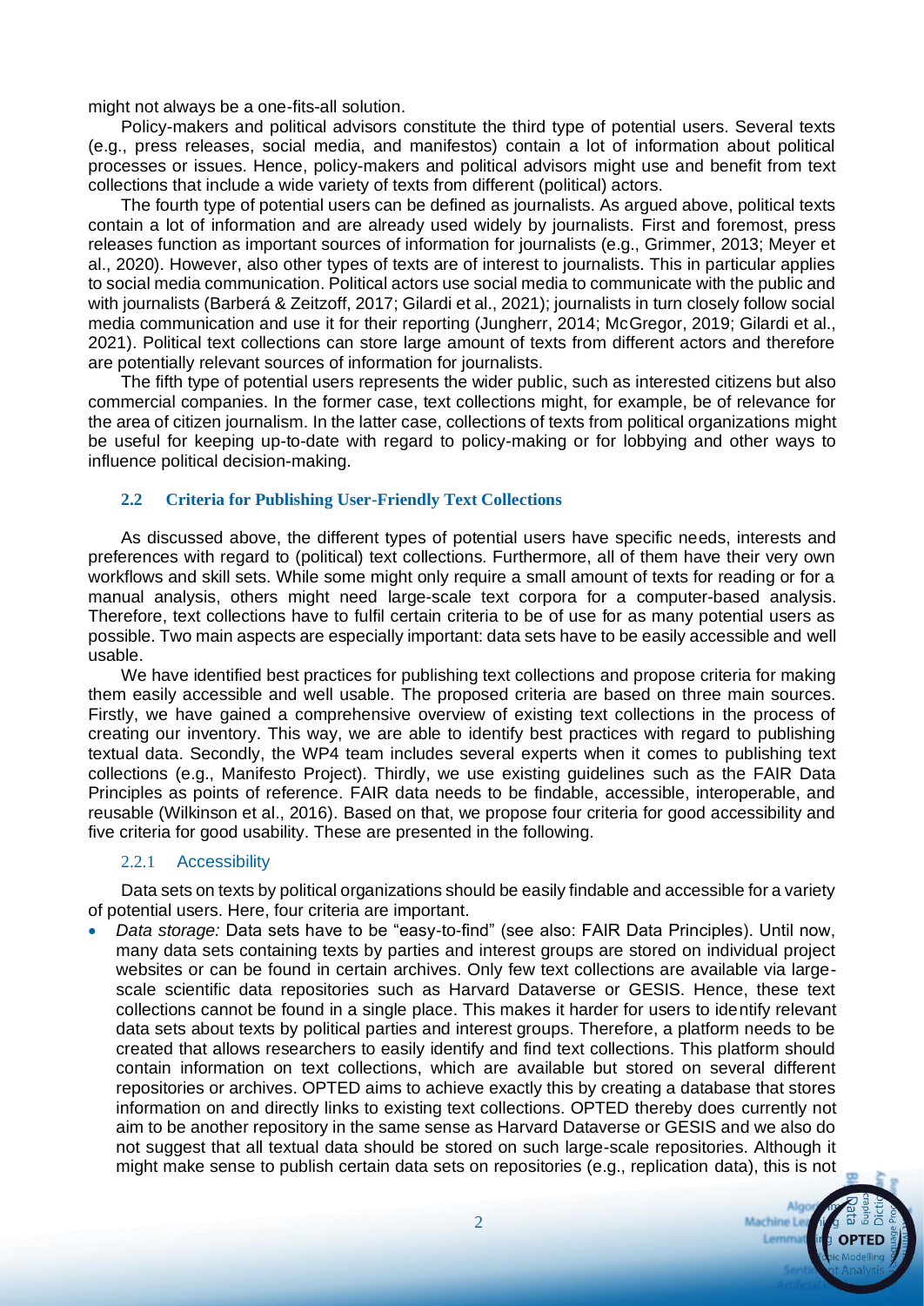might not always be a one-fits-all solution.

Policy-makers and political advisors constitute the third type of potential users. Several texts (e.g., press releases, social media, and manifestos) contain a lot of information about political processes or issues. Hence, policy-makers and political advisors might use and benefit from text collections that include a wide variety of texts from different (political) actors.

The fourth type of potential users can be defined as journalists. As argued above, political texts contain a lot of information and are already used widely by journalists. First and foremost, press releases function as important sources of information for journalists (e.g., Grimmer, 2013; Meyer et al., 2020). However, also other types of texts are of interest to journalists. This in particular applies to social media communication. Political actors use social media to communicate with the public and with journalists (Barberá & Zeitzoff, 2017; Gilardi et al., 2021); journalists in turn closely follow social media communication and use it for their reporting (Jungherr, 2014; McGregor, 2019; Gilardi et al., 2021). Political text collections can store large amount of texts from different actors and therefore are potentially relevant sources of information for journalists.

The fifth type of potential users represents the wider public, such as interested citizens but also commercial companies. In the former case, text collections might, for example, be of relevance for the area of citizen journalism. In the latter case, collections of texts from political organizations might be useful for keeping up-to-date with regard to policy-making or for lobbying and other ways to influence political decision-making.

## 2.2 Criteria for Publishing User-Friendly Text Collections

As discussed above, the different types of potential users have specific needs, interests and preferences with regard to (political) text collections. Furthermore, all of them have their very own workflows and skill sets. While some might only require a small amount of texts for reading or for a manual analysis, others might need large-scale text corpora for a computer-based analysis. Therefore, text collections have to fulfil certain criteria to be of use for as many potential users as possible. Two main aspects are especially important: data sets have to be easily accessible and well usable.

We have identified best practices for publishing text collections and propose criteria for making them easily accessible and well usable. The proposed criteria are based on three main sources. Firstly, we have gained a comprehensive overview of existing text collections in the process of creating our inventory. This way, we are able to identify best practices with regard to publishing textual data. Secondly, the WP4 team includes several experts when it comes to publishing text collections (e.g., Manifesto Project). Thirdly, we use existing guidelines such as the FAIR Data Principles as points of reference. FAIR data needs to be findable, accessible, interoperable, and reusable (Wilkinson et al., 2016). Based on that, we propose four criteria for good accessibility and five criteria for good usability. These are presented in the following.

### 2.2.1 Accessibility

Data sets on texts by political organizations should be easily findable and accessible for a variety of potential users. Here, four criteria are important.

- *Data storage:* Data sets have to be "easy-to-find" (see also: FAIR Data Principles). Until now, many data sets containing texts by parties and interest groups are stored on individual project websites or can be found in certain archives. Only few text collections are available via large-scale scientific data repositories such as Harvard Dataverse or GESIS. Hence, these text collections cannot be found in a single place. This makes it harder for users to identify relevant data sets about texts by political parties and interest groups. Therefore, a platform needs to be created that allows researchers to easily identify and find text collections. This platform should contain information on text collections, which are available but stored on several different repositories or archives. OPTED aims to achieve exactly this by creating a database that stores information on and directly links to existing text collections. OPTED thereby does currently not aim to be another repository in the same sense as Harvard Dataverse or GESIS and we also do not suggest that all textual data should be stored on such large-scale repositories. Although it might make sense to publish certain data sets on repositories (e.g., replication data), this is not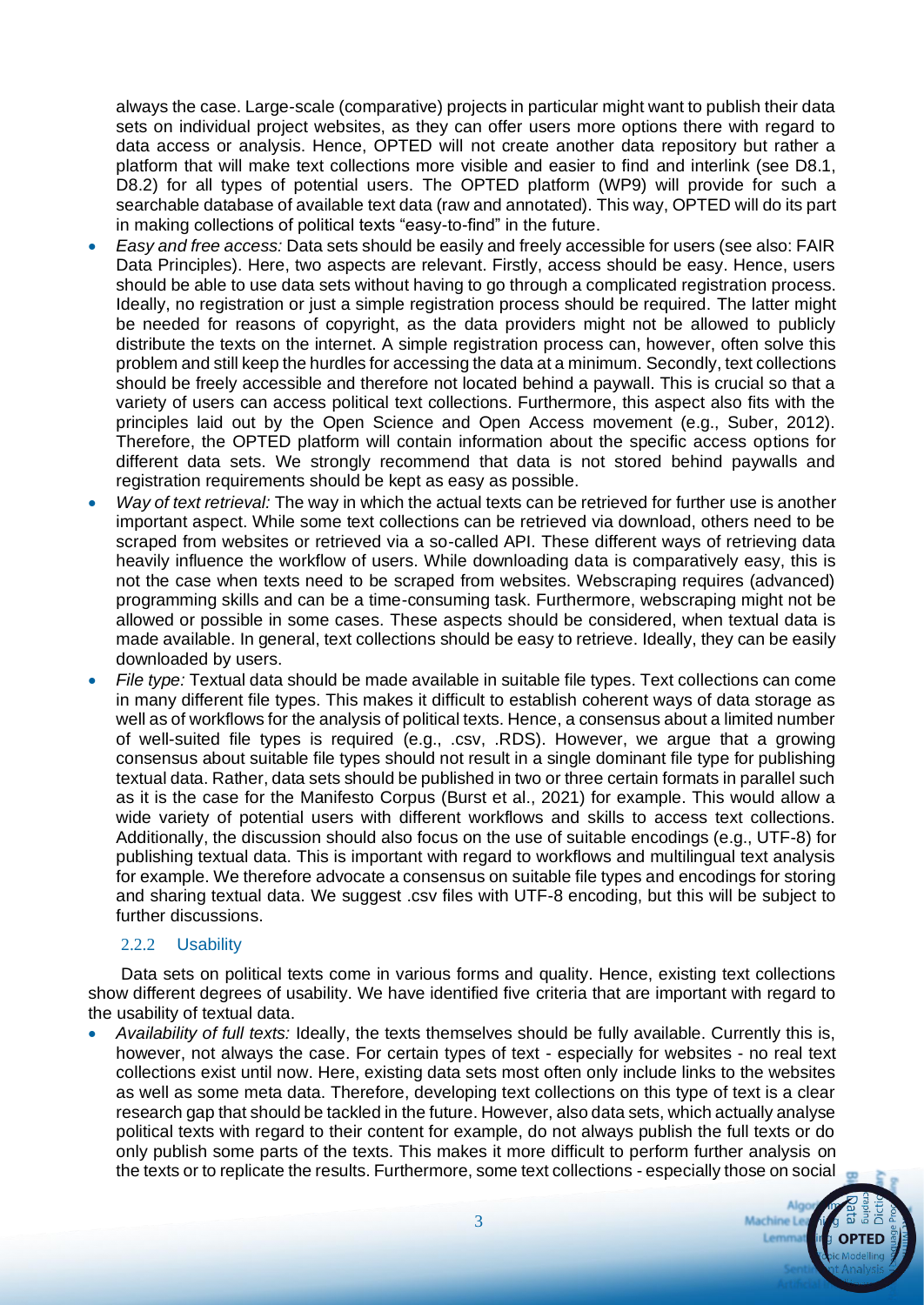always the case. Large-scale (comparative) projects in particular might want to publish their data sets on individual project websites, as they can offer users more options there with regard to data access or analysis. Hence, OPTED will not create another data repository but rather a platform that will make text collections more visible and easier to find and interlink (see D8.1, D8.2) for all types of potential users. The OPTED platform (WP9) will provide for such a searchable database of available text data (raw and annotated). This way, OPTED will do its part in making collections of political texts "easy-to-find" in the future.

- *Easy and free access:* Data sets should be easily and freely accessible for users (see also: FAIR Data Principles). Here, two aspects are relevant. Firstly, access should be easy. Hence, users should be able to use data sets without having to go through a complicated registration process. Ideally, no registration or just a simple registration process should be required. The latter might be needed for reasons of copyright, as the data providers might not be allowed to publicly distribute the texts on the internet. A simple registration process can, however, often solve this problem and still keep the hurdles for accessing the data at a minimum. Secondly, text collections should be freely accessible and therefore not located behind a paywall. This is crucial so that a variety of users can access political text collections. Furthermore, this aspect also fits with the principles laid out by the Open Science and Open Access movement (e.g., Suber, 2012). Therefore, the OPTED platform will contain information about the specific access options for different data sets. We strongly recommend that data is not stored behind paywalls and registration requirements should be kept as easy as possible.
- *Way of text retrieval:* The way in which the actual texts can be retrieved for further use is another important aspect. While some text collections can be retrieved via download, others need to be scraped from websites or retrieved via a so-called API. These different ways of retrieving data heavily influence the workflow of users. While downloading data is comparatively easy, this is not the case when texts need to be scraped from websites. Webscraping requires (advanced) programming skills and can be a time-consuming task. Furthermore, webscraping might not be allowed or possible in some cases. These aspects should be considered, when textual data is made available. In general, text collections should be easy to retrieve. Ideally, they can be easily downloaded by users.
- *File type:* Textual data should be made available in suitable file types. Text collections can come in many different file types. This makes it difficult to establish coherent ways of data storage as well as of workflows for the analysis of political texts. Hence, a consensus about a limited number of well-suited file types is required (e.g., .csv, .RDS). However, we argue that a growing consensus about suitable file types should not result in a single dominant file type for publishing textual data. Rather, data sets should be published in two or three certain formats in parallel such as it is the case for the Manifesto Corpus (Burst et al., 2021) for example. This would allow a wide variety of potential users with different workflows and skills to access text collections. Additionally, the discussion should also focus on the use of suitable encodings (e.g., UTF-8) for publishing textual data. This is important with regard to workflows and multilingual text analysis for example. We therefore advocate a consensus on suitable file types and encodings for storing and sharing textual data. We suggest .csv files with UTF-8 encoding, but this will be subject to further discussions.

### 2.2.2 Usability

Data sets on political texts come in various forms and quality. Hence, existing text collections show different degrees of usability. We have identified five criteria that are important with regard to the usability of textual data.

- *Availability of full texts:* Ideally, the texts themselves should be fully available. Currently this is, however, not always the case. For certain types of text - especially for websites - no real text collections exist until now. Here, existing data sets most often only include links to the websites as well as some meta data. Therefore, developing text collections on this type of text is a clear research gap that should be tackled in the future. However, also data sets, which actually analyse political texts with regard to their content for example, do not always publish the full texts or do only publish some parts of the texts. This makes it more difficult to perform further analysis on the texts or to replicate the results. Furthermore, some text collections - especially those on social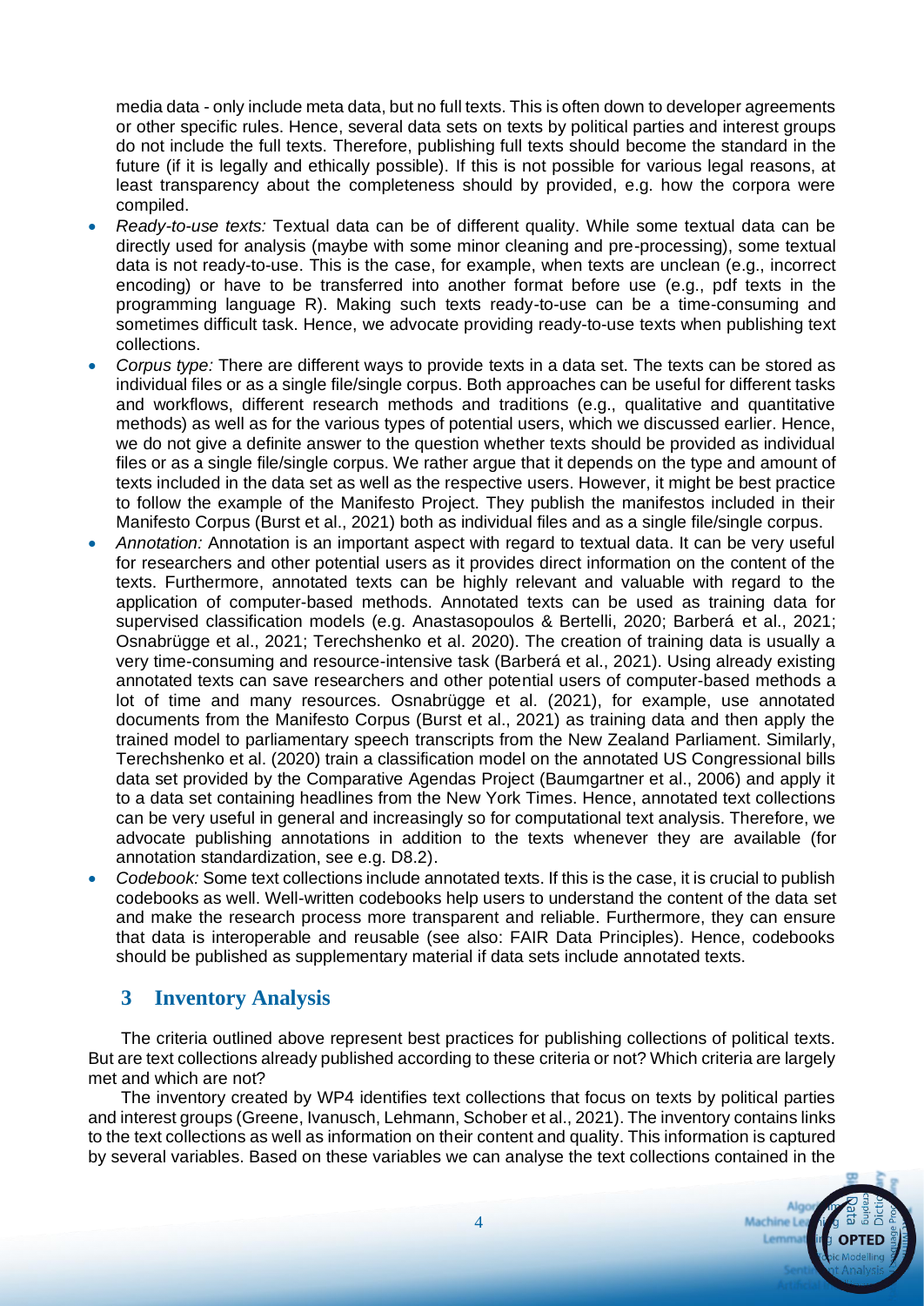media data - only include meta data, but no full texts. This is often down to developer agreements or other specific rules. Hence, several data sets on texts by political parties and interest groups do not include the full texts. Therefore, publishing full texts should become the standard in the future (if it is legally and ethically possible). If this is not possible for various legal reasons, at least transparency about the completeness should by provided, e.g. how the corpora were compiled.

- *Ready-to-use texts:* Textual data can be of different quality. While some textual data can be directly used for analysis (maybe with some minor cleaning and pre-processing), some textual data is not ready-to-use. This is the case, for example, when texts are unclean (e.g., incorrect encoding) or have to be transferred into another format before use (e.g., pdf texts in the programming language R). Making such texts ready-to-use can be a time-consuming and sometimes difficult task. Hence, we advocate providing ready-to-use texts when publishing text collections.
- *Corpus type:* There are different ways to provide texts in a data set. The texts can be stored as individual files or as a single file/single corpus. Both approaches can be useful for different tasks and workflows, different research methods and traditions (e.g., qualitative and quantitative methods) as well as for the various types of potential users, which we discussed earlier. Hence, we do not give a definite answer to the question whether texts should be provided as individual files or as a single file/single corpus. We rather argue that it depends on the type and amount of texts included in the data set as well as the respective users. However, it might be best practice to follow the example of the Manifesto Project. They publish the manifestos included in their Manifesto Corpus (Burst et al., 2021) both as individual files and as a single file/single corpus.
- *Annotation:* Annotation is an important aspect with regard to textual data. It can be very useful for researchers and other potential users as it provides direct information on the content of the texts. Furthermore, annotated texts can be highly relevant and valuable with regard to the application of computer-based methods. Annotated texts can be used as training data for supervised classification models (e.g. Anastasopoulos & Bertelli, 2020; Barberá et al., 2021; Osnabrügge et al., 2021; Terechshenko et al. 2020). The creation of training data is usually a very time-consuming and resource-intensive task (Barberá et al., 2021). Using already existing annotated texts can save researchers and other potential users of computer-based methods a lot of time and many resources. Osnabrügge et al. (2021), for example, use annotated documents from the Manifesto Corpus (Burst et al., 2021) as training data and then apply the trained model to parliamentary speech transcripts from the New Zealand Parliament. Similarly, Terechshenko et al. (2020) train a classification model on the annotated US Congressional bills data set provided by the Comparative Agendas Project (Baumgartner et al., 2006) and apply it to a data set containing headlines from the New York Times. Hence, annotated text collections can be very useful in general and increasingly so for computational text analysis. Therefore, we advocate publishing annotations in addition to the texts whenever they are available (for annotation standardization, see e.g. D8.2).
- *Codebook:* Some text collections include annotated texts. If this is the case, it is crucial to publish codebooks as well. Well-written codebooks help users to understand the content of the data set and make the research process more transparent and reliable. Furthermore, they can ensure that data is interoperable and reusable (see also: FAIR Data Principles). Hence, codebooks should be published as supplementary material if data sets include annotated texts.

## 3 Inventory Analysis

The criteria outlined above represent best practices for publishing collections of political texts. But are text collections already published according to these criteria or not? Which criteria are largely met and which are not?

The inventory created by WP4 identifies text collections that focus on texts by political parties and interest groups (Greene, Ivanusch, Lehmann, Schober et al., 2021). The inventory contains links to the text collections as well as information on their content and quality. This information is captured by several variables. Based on these variables we can analyse the text collections contained in the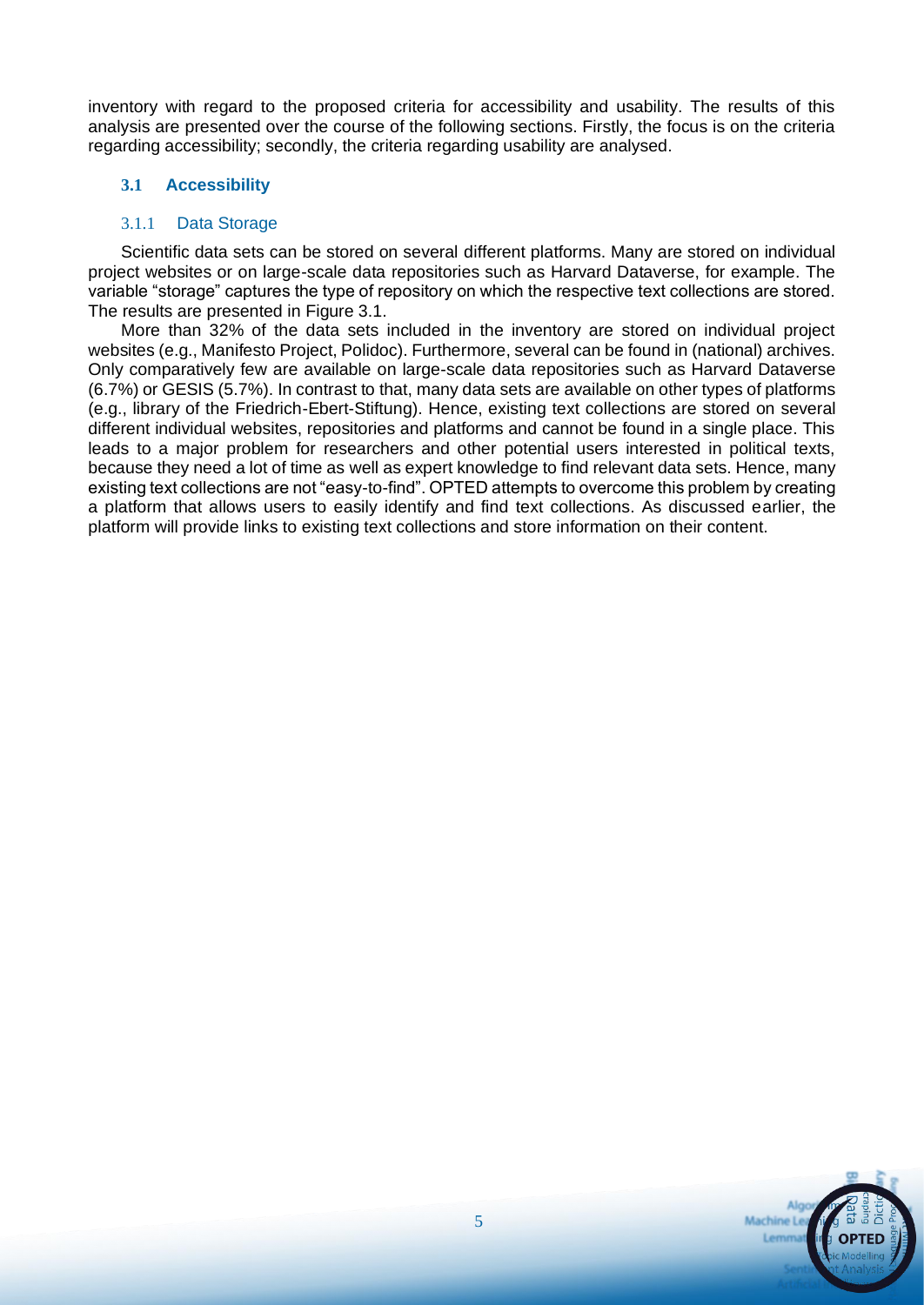inventory with regard to the proposed criteria for accessibility and usability. The results of this analysis are presented over the course of the following sections. Firstly, the focus is on the criteria regarding accessibility; secondly, the criteria regarding usability are analysed.

## 3.1 Accessibility

### 3.1.1 Data Storage

Scientific data sets can be stored on several different platforms. Many are stored on individual project websites or on large-scale data repositories such as Harvard Dataverse, for example. The variable "storage" captures the type of repository on which the respective text collections are stored. The results are presented in Figure 3.1.

More than 32% of the data sets included in the inventory are stored on individual project websites (e.g., Manifesto Project, Polidoc). Furthermore, several can be found in (national) archives. Only comparatively few are available on large-scale data repositories such as Harvard Dataverse (6.7%) or GESIS (5.7%). In contrast to that, many data sets are available on other types of platforms (e.g., library of the Friedrich-Ebert-Stiftung). Hence, existing text collections are stored on several different individual websites, repositories and platforms and cannot be found in a single place. This leads to a major problem for researchers and other potential users interested in political texts, because they need a lot of time as well as expert knowledge to find relevant data sets. Hence, many existing text collections are not "easy-to-find". OPTED attempts to overcome this problem by creating a platform that allows users to easily identify and find text collections. As discussed earlier, the platform will provide links to existing text collections and store information on their content.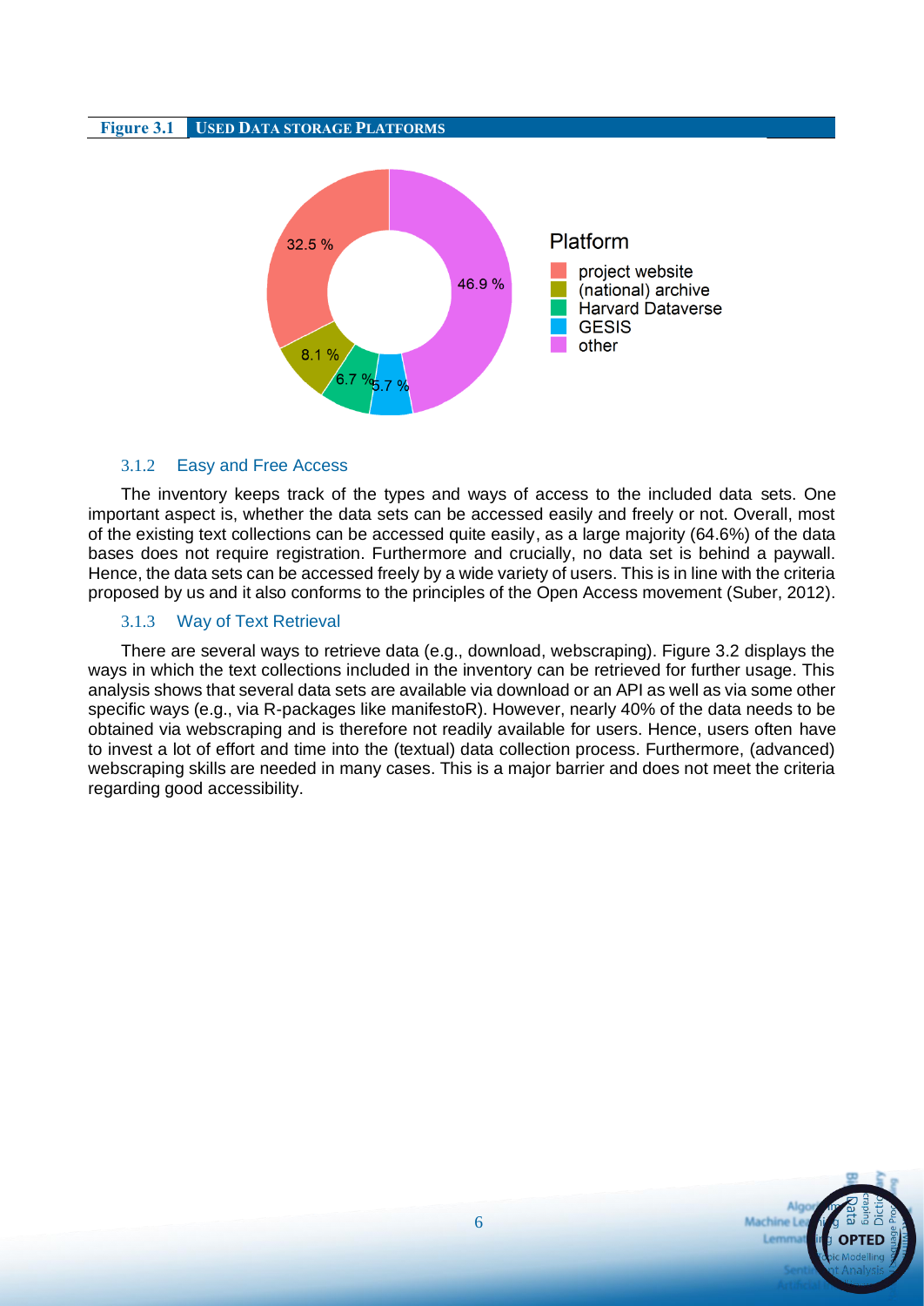**Figure 3.1** **USED DATA STORAGE PLATFORMS**

### 3.1.2 Easy and Free Access

The inventory keeps track of the types and ways of access to the included data sets. One important aspect is, whether the data sets can be accessed easily and freely or not. Overall, most of the existing text collections can be accessed quite easily, as a large majority (64.6%) of the data bases does not require registration. Furthermore and crucially, no data set is behind a paywall. Hence, the data sets can be accessed freely by a wide variety of users. This is in line with the criteria proposed by us and it also conforms to the principles of the Open Access movement (Suber, 2012).

### 3.1.3 Way of Text Retrieval

There are several ways to retrieve data (e.g., download, webscraping). Figure 3.2 displays the ways in which the text collections included in the inventory can be retrieved for further usage. This analysis shows that several data sets are available via download or an API as well as via some other specific ways (e.g., via R-packages like manifestoR). However, nearly 40% of the data needs to be obtained via webscraping and is therefore not readily available for users. Hence, users often have to invest a lot of effort and time into the (textual) data collection process. Furthermore, (advanced) webscraping skills are needed in many cases. This is a major barrier and does not meet the criteria regarding good accessibility.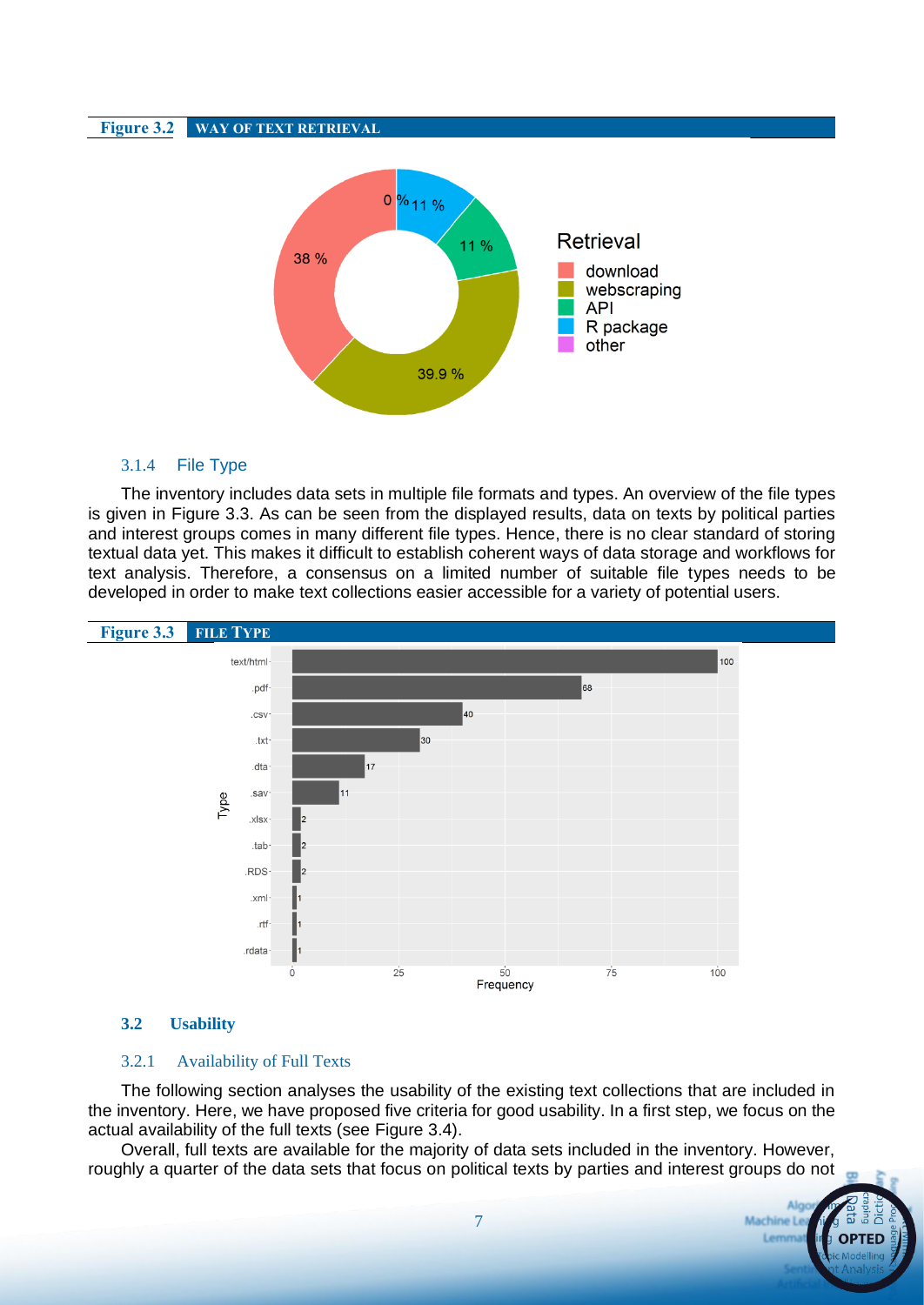**Figure 3.2** WAY OF TEXT RETRIEVAL

### 3.1.4 File Type

The inventory includes data sets in multiple file formats and types. An overview of the file types is given in Figure 3.3. As can be seen from the displayed results, data on texts by political parties and interest groups comes in many different file types. Hence, there is no clear standard of storing textual data yet. This makes it difficult to establish coherent ways of data storage and workflows for text analysis. Therefore, a consensus on a limited number of suitable file types needs to be developed in order to make text collections easier accessible for a variety of potential users.

**Figure 3.3** FILE TYPE

## 3.2 Usability

### 3.2.1 Availability of Full Texts

The following section analyses the usability of the existing text collections that are included in the inventory. Here, we have proposed five criteria for good usability. In a first step, we focus on the actual availability of the full texts (see Figure 3.4).

Overall, full texts are available for the majority of data sets included in the inventory. However, roughly a quarter of the data sets that focus on political texts by parties and interest groups do not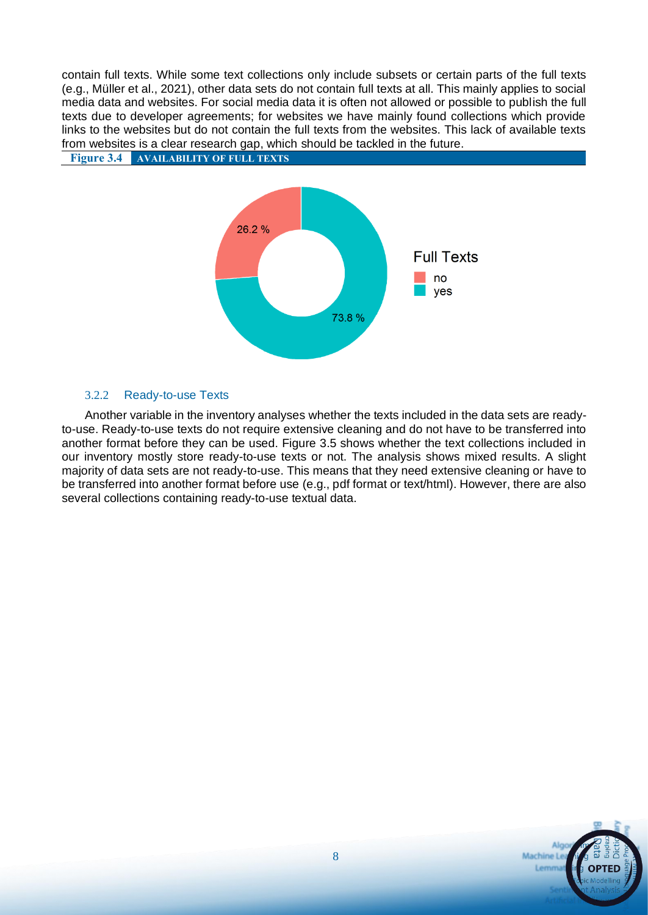contain full texts. While some text collections only include subsets or certain parts of the full texts (e.g., Müller et al., 2021), other data sets do not contain full texts at all. This mainly applies to social media data and websites. For social media data it is often not allowed or possible to publish the full texts due to developer agreements; for websites we have mainly found collections which provide links to the websites but do not contain the full texts from the websites. This lack of available texts from websites is a clear research gap, which should be tackled in the future.

**Figure 3.4 AVAILABILITY OF FULL TEXTS**

### 3.2.2 Ready-to-use Texts

Another variable in the inventory analyses whether the texts included in the data sets are ready-to-use. Ready-to-use texts do not require extensive cleaning and do not have to be transferred into another format before they can be used. Figure 3.5 shows whether the text collections included in our inventory mostly store ready-to-use texts or not. The analysis shows mixed results. A slight majority of data sets are not ready-to-use. This means that they need extensive cleaning or have to be transferred into another format before use (e.g., pdf format or text/html). However, there are also several collections containing ready-to-use textual data.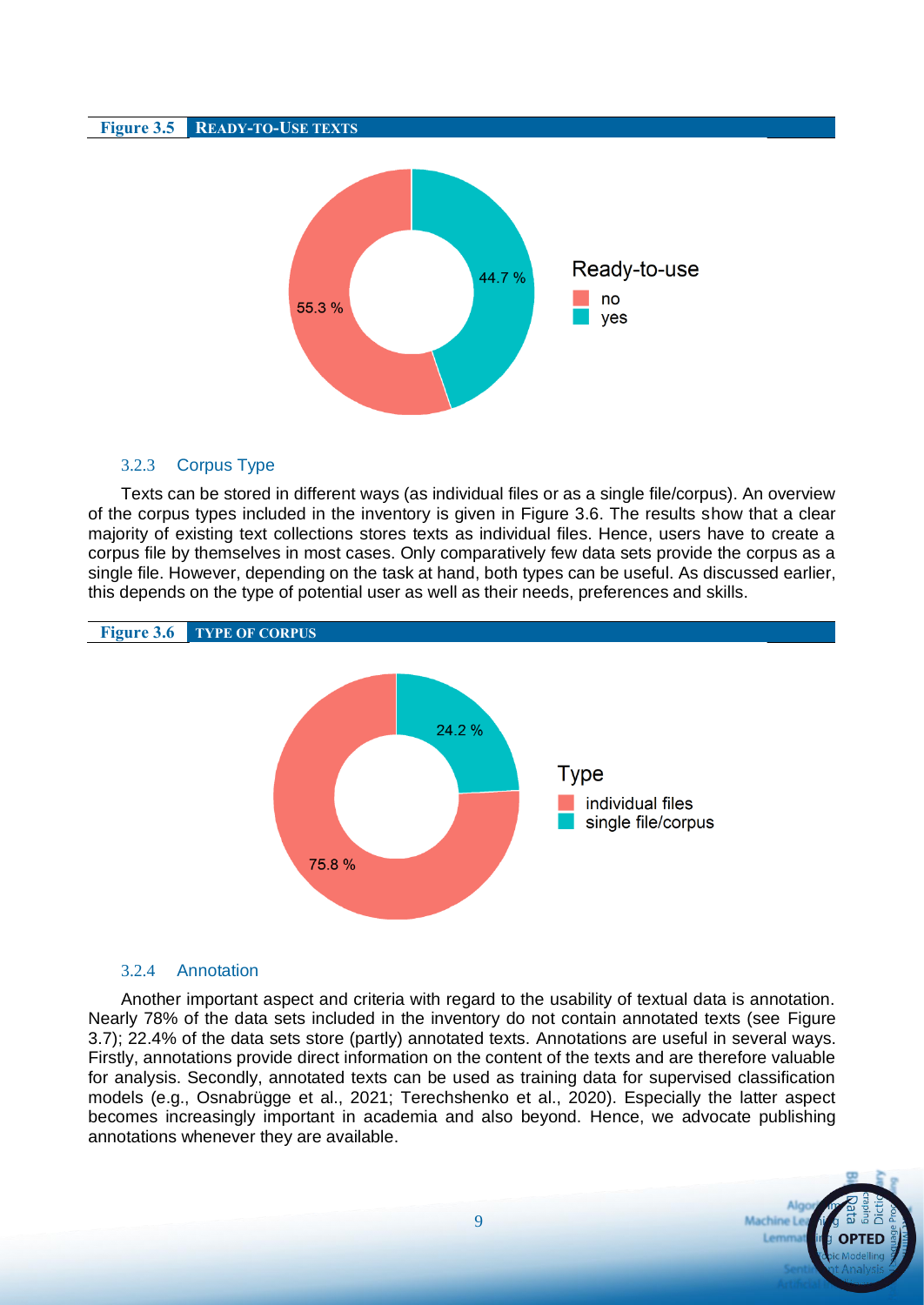**Figure 3.5** READY-TO-USE TEXTS

### 3.2.3 Corpus Type

Texts can be stored in different ways (as individual files or as a single file/corpus). An overview of the corpus types included in the inventory is given in Figure 3.6. The results show that a clear majority of existing text collections stores texts as individual files. Hence, users have to create a corpus file by themselves in most cases. Only comparatively few data sets provide the corpus as a single file. However, depending on the task at hand, both types can be useful. As discussed earlier, this depends on the type of potential user as well as their needs, preferences and skills.

**Figure 3.6** TYPE OF CORPUS

### 3.2.4 Annotation

Another important aspect and criteria with regard to the usability of textual data is annotation. Nearly 78% of the data sets included in the inventory do not contain annotated texts (see Figure 3.7); 22.4% of the data sets store (partly) annotated texts. Annotations are useful in several ways. Firstly, annotations provide direct information on the content of the texts and are therefore valuable for analysis. Secondly, annotated texts can be used as training data for supervised classification models (e.g., Osnabrügge et al., 2021; Terechshenko et al., 2020). Especially the latter aspect becomes increasingly important in academia and also beyond. Hence, we advocate publishing annotations whenever they are available.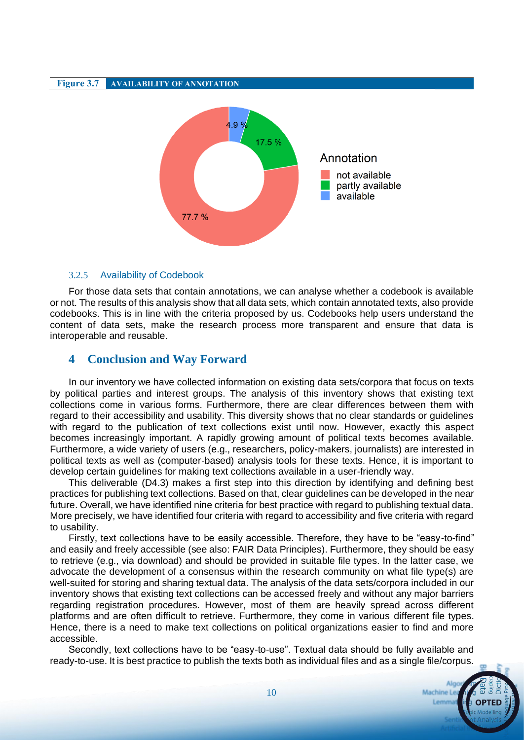**Figure 3.7** AVAILABILITY OF ANNOTATION

### 3.2.5 Availability of Codebook

For those data sets that contain annotations, we can analyse whether a codebook is available or not. The results of this analysis show that all data sets, which contain annotated texts, also provide codebooks. This is in line with the criteria proposed by us. Codebooks help users understand the content of data sets, make the research process more transparent and ensure that data is interoperable and reusable.

# 4 Conclusion and Way Forward

In our inventory we have collected information on existing data sets/corpora that focus on texts by political parties and interest groups. The analysis of this inventory shows that existing text collections come in various forms. Furthermore, there are clear differences between them with regard to their accessibility and usability. This diversity shows that no clear standards or guidelines with regard to the publication of text collections exist until now. However, exactly this aspect becomes increasingly important. A rapidly growing amount of political texts becomes available. Furthermore, a wide variety of users (e.g., researchers, policy-makers, journalists) are interested in political texts as well as (computer-based) analysis tools for these texts. Hence, it is important to develop certain guidelines for making text collections available in a user-friendly way.

This deliverable (D4.3) makes a first step into this direction by identifying and defining best practices for publishing text collections. Based on that, clear guidelines can be developed in the near future. Overall, we have identified nine criteria for best practice with regard to publishing textual data. More precisely, we have identified four criteria with regard to accessibility and five criteria with regard to usability.

Firstly, text collections have to be easily accessible. Therefore, they have to be "easy-to-find" and easily and freely accessible (see also: FAIR Data Principles). Furthermore, they should be easy to retrieve (e.g., via download) and should be provided in suitable file types. In the latter case, we advocate the development of a consensus within the research community on what file type(s) are well-suited for storing and sharing textual data. The analysis of the data sets/corpora included in our inventory shows that existing text collections can be accessed freely and without any major barriers regarding registration procedures. However, most of them are heavily spread across different platforms and are often difficult to retrieve. Furthermore, they come in various different file types. Hence, there is a need to make text collections on political organizations easier to find and more accessible.

Secondly, text collections have to be "easy-to-use". Textual data should be fully available and ready-to-use. It is best practice to publish the texts both as individual files and as a single file/corpus.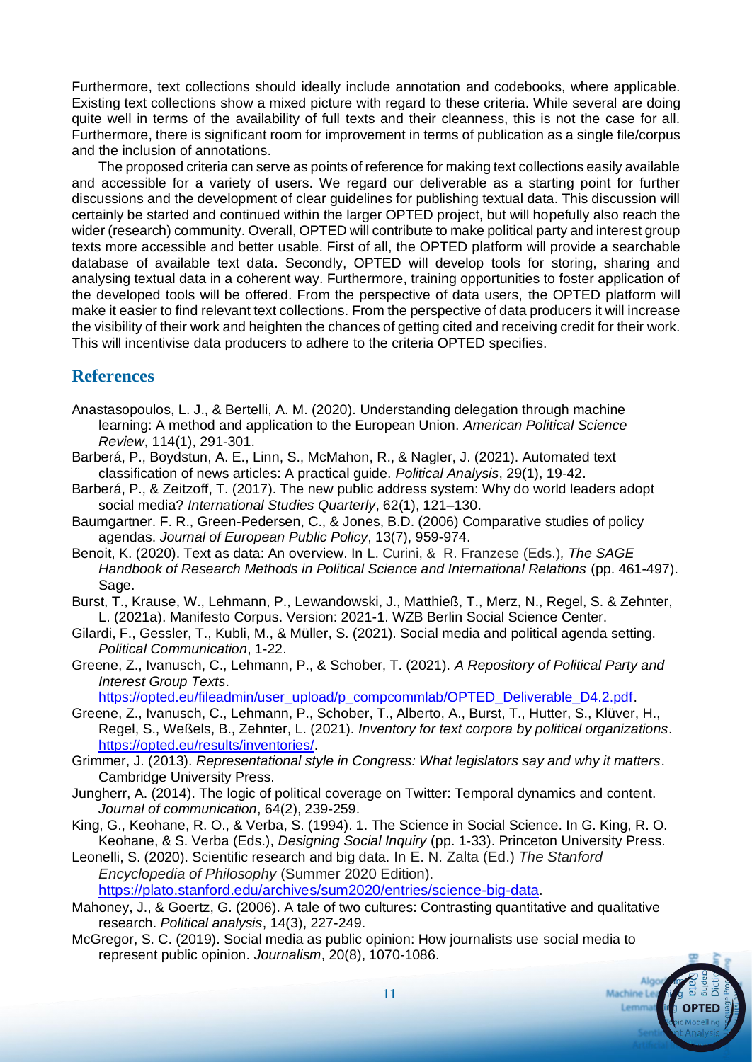Furthermore, text collections should ideally include annotation and codebooks, where applicable. Existing text collections show a mixed picture with regard to these criteria. While several are doing quite well in terms of the availability of full texts and their cleanness, this is not the case for all. Furthermore, there is significant room for improvement in terms of publication as a single file/corpus and the inclusion of annotations.

The proposed criteria can serve as points of reference for making text collections easily available and accessible for a variety of users. We regard our deliverable as a starting point for further discussions and the development of clear guidelines for publishing textual data. This discussion will certainly be started and continued within the larger OPTED project, but will hopefully also reach the wider (research) community. Overall, OPTED will contribute to make political party and interest group texts more accessible and better usable. First of all, the OPTED platform will provide a searchable database of available text data. Secondly, OPTED will develop tools for storing, sharing and analysing textual data in a coherent way. Furthermore, training opportunities to foster application of the developed tools will be offered. From the perspective of data users, the OPTED platform will make it easier to find relevant text collections. From the perspective of data producers it will increase the visibility of their work and heighten the chances of getting cited and receiving credit for their work. This will incentivise data producers to adhere to the criteria OPTED specifies.

## References

Anastasopoulos, L. J., & Bertelli, A. M. (2020). Understanding delegation through machine learning: A method and application to the European Union. *American Political Science Review*, 114(1), 291-301.

Barberá, P., Boydstun, A. E., Linn, S., McMahon, R., & Nagler, J. (2021). Automated text classification of news articles: A practical guide. *Political Analysis*, 29(1), 19-42.

Barberá, P., & Zeitzoff, T. (2017). The new public address system: Why do world leaders adopt social media? *International Studies Quarterly*, 62(1), 121–130.

Baumgartner. F. R., Green-Pedersen, C., & Jones, B.D. (2006) Comparative studies of policy agendas. *Journal of European Public Policy*, 13(7), 959-974.

Benoit, K. (2020). Text as data: An overview. In L. Curini, & R. Franzese (Eds.)*, The SAGE Handbook of Research Methods in Political Science and International Relations* (pp. 461-497). Sage.

Burst, T., Krause, W., Lehmann, P., Lewandowski, J., Matthieß, T., Merz, N., Regel, S. & Zehnter, L. (2021a). Manifesto Corpus. Version: 2021-1. WZB Berlin Social Science Center.

Gilardi, F., Gessler, T., Kubli, M., & Müller, S. (2021). Social media and political agenda setting. *Political Communication*, 1-22.

Greene, Z., Ivanusch, C., Lehmann, P., & Schober, T. (2021). *A Repository of Political Party and Interest Group Texts*. https://opted.eu/fileadmin/user_upload/p_compcommlab/OPTED_Deliverable_D4.2.pdf.

Greene, Z., Ivanusch, C., Lehmann, P., Schober, T., Alberto, A., Burst, T., Hutter, S., Klüver, H., Regel, S., Weßels, B., Zehnter, L. (2021). *Inventory for text corpora by political organizations*. https://opted.eu/results/inventories/.

Grimmer, J. (2013). *Representational style in Congress: What legislators say and why it matters*. Cambridge University Press.

Jungherr, A. (2014). The logic of political coverage on Twitter: Temporal dynamics and content. *Journal of communication*, 64(2), 239-259.

King, G., Keohane, R. O., & Verba, S. (1994). 1. The Science in Social Science. In G. King, R. O. Keohane, & S. Verba (Eds.), *Designing Social Inquiry* (pp. 1-33). Princeton University Press.

Leonelli, S. (2020). Scientific research and big data. In E. N. Zalta (Ed.) *The Stanford Encyclopedia of Philosophy* (Summer 2020 Edition). https://plato.stanford.edu/archives/sum2020/entries/science-big-data.

Mahoney, J., & Goertz, G. (2006). A tale of two cultures: Contrasting quantitative and qualitative research. *Political analysis*, 14(3), 227-249.

McGregor, S. C. (2019). Social media as public opinion: How journalists use social media to represent public opinion. *Journalism*, 20(8), 1070-1086.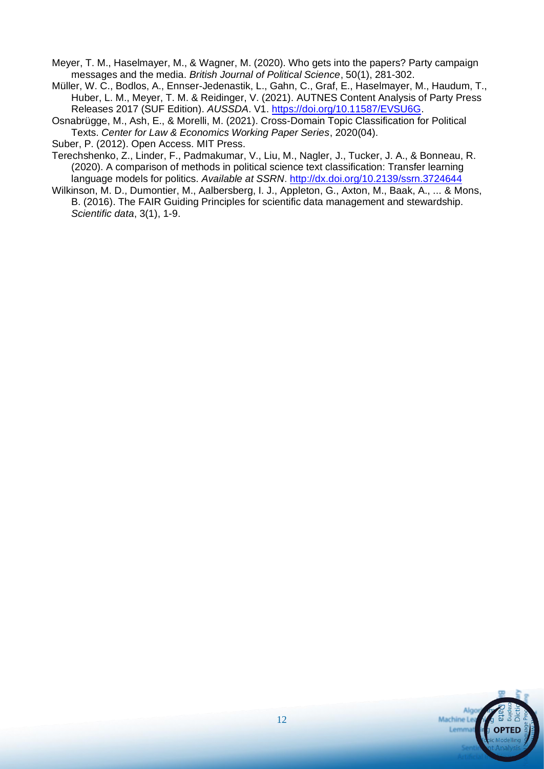Meyer, T. M., Haselmayer, M., & Wagner, M. (2020). Who gets into the papers? Party campaign messages and the media. *British Journal of Political Science*, 50(1), 281-302.

Müller, W. C., Bodlos, A., Ennser-Jedenastik, L., Gahn, C., Graf, E., Haselmayer, M., Haudum, T., Huber, L. M., Meyer, T. M. & Reidinger, V. (2021). AUTNES Content Analysis of Party Press Releases 2017 (SUF Edition). *AUSSDA*. V1. https://doi.org/10.11587/EVSU6G.

Osnabrügge, M., Ash, E., & Morelli, M. (2021). Cross-Domain Topic Classification for Political Texts. *Center for Law & Economics Working Paper Series*, 2020(04).

Suber, P. (2012). Open Access. MIT Press.

Terechshenko, Z., Linder, F., Padmakumar, V., Liu, M., Nagler, J., Tucker, J. A., & Bonneau, R. (2020). A comparison of methods in political science text classification: Transfer learning language models for politics. *Available at SSRN*. http://dx.doi.org/10.2139/ssrn.3724644

Wilkinson, M. D., Dumontier, M., Aalbersberg, I. J., Appleton, G., Axton, M., Baak, A., ... & Mons, B. (2016). The FAIR Guiding Principles for scientific data management and stewardship. *Scientific data*, 3(1), 1-9.